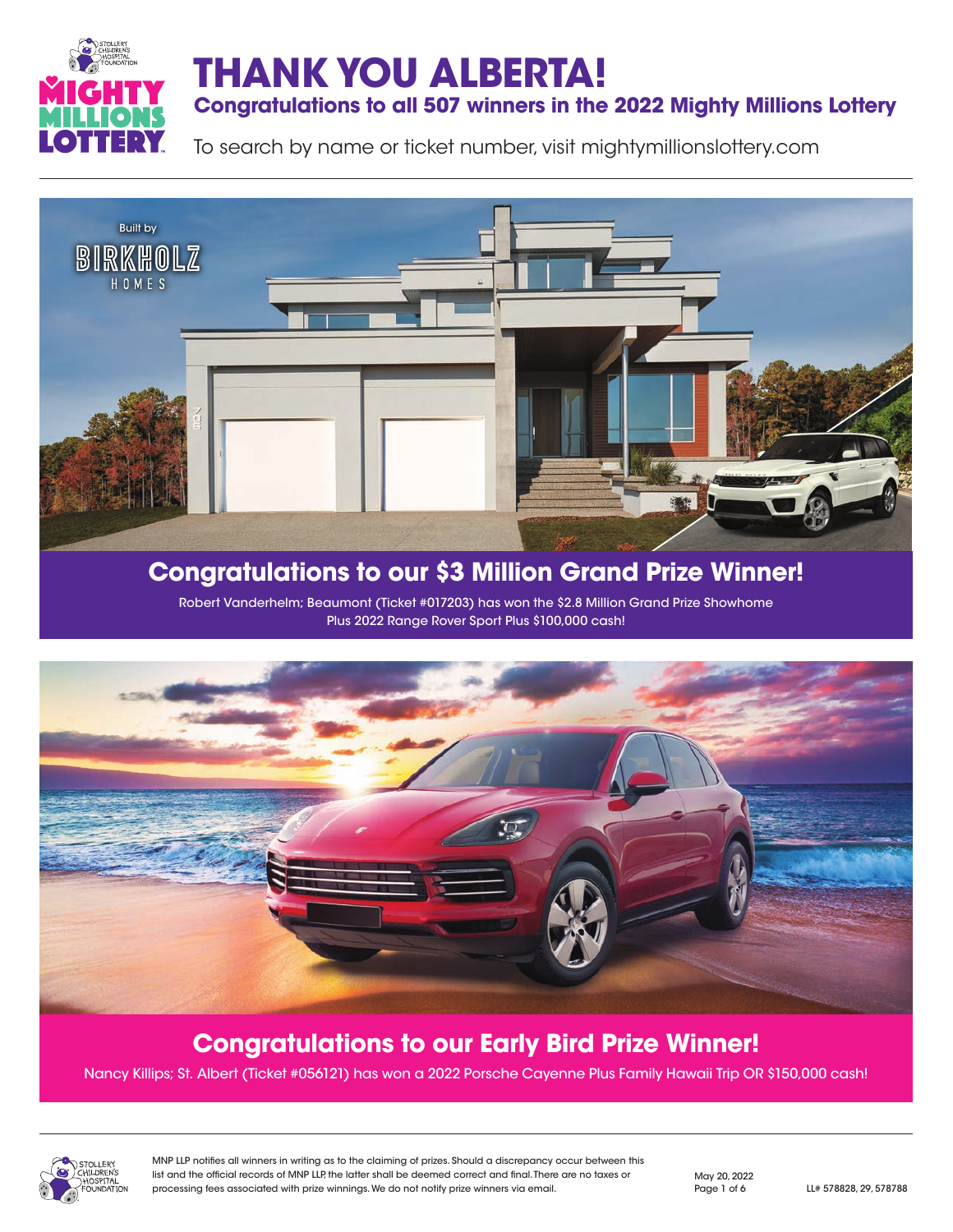# THANK YOU ALBERTA!

## Congratulations to all 507 winners in the 2022 Mighty Millions Lottery

To search by name or ticket number, visit mightymillionslottery.com

## Congratulations to our $3 Million Grand Prize Winner!

Robert Vanderhelm; Beaumont (Ticket #017203) has won the $2.8 Million Grand Prize Showhome Plus 2022 Range Rover Sport Plus $100,000 cash!

## Congratulations to our Early Bird Prize Winner!

Nancy Killips; St. Albert (Ticket #056121) has won a 2022 Porsche Cayenne Plus Family Hawaii Trip OR $150,000 cash!

MNP LLP notifies all winners in writing as to the claiming of prizes. Should a discrepancy occur between this list and the official records of MNP LLP, the latter shall be deemed correct and final. There are no taxes or processing fees associated with prize winnings. We do not notify prize winners via email.

May 20, 2022

LL# 578828, 29, 578788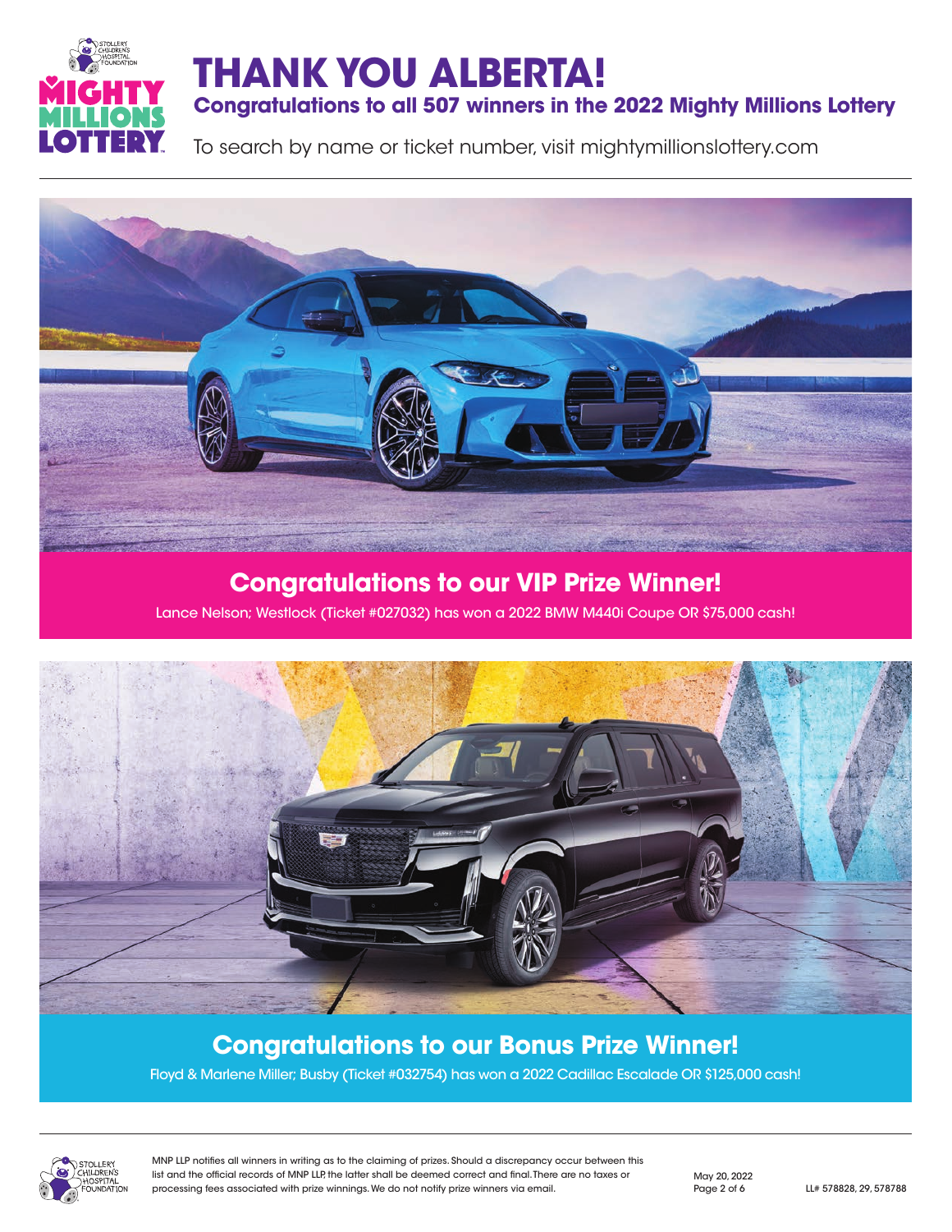# THANK YOU ALBERTA!

## Congratulations to all 507 winners in the 2022 Mighty Millions Lottery

To search by name or ticket number, visit mightymillionslottery.com

## Congratulations to our VIP Prize Winner!

Lance Nelson; Westlock (Ticket #027032) has won a 2022 BMW M440i Coupe OR $75,000 cash!

## Congratulations to our Bonus Prize Winner!

Floyd & Marlene Miller; Busby (Ticket #032754) has won a 2022 Cadillac Escalade OR $125,000 cash!

MNP LLP notifies all winners in writing as to the claiming of prizes. Should a discrepancy occur between this list and the official records of MNP LLP, the latter shall be deemed correct and final. There are no taxes or processing fees associated with prize winnings. We do not notify prize winners via email.

May 20, 2022

LL# 578828, 29, 578788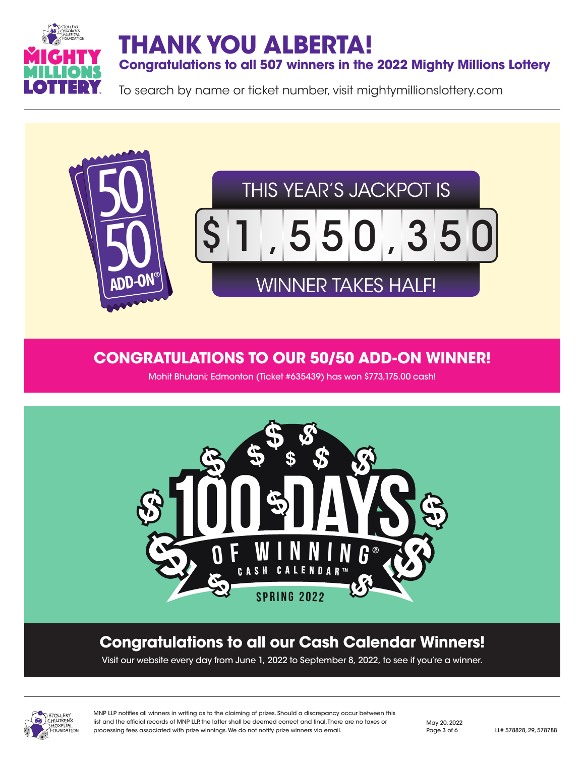# THANK YOU ALBERTA!

**Congratulations to all 507 winners in the 2022 Mighty Millions Lottery**

To search by name or ticket number, visit mightymillionslottery.com

50/50 ADD-ON®

THIS YEAR'S JACKPOT IS

$1,550,350

WINNER TAKES HALF!

## CONGRATULATIONS TO OUR 50/50 ADD-ON WINNER!

Mohit Bhutani; Edmonton (Ticket #635439) has won $773,175.00 cash!

100 DAYS OF WINNING® CASH CALENDAR™

SPRING 2022

## Congratulations to all our Cash Calendar Winners!

Visit our website every day from June 1, 2022 to September 8, 2022, to see if you're a winner.

MNP LLP notifies all winners in writing as to the claiming of prizes. Should a discrepancy occur between this list and the official records of MNP LLP, the latter shall be deemed correct and final. There are no taxes or processing fees associated with prize winnings. We do not notify prize winners via email.

May 20, 2022

LL# 578828, 29, 578788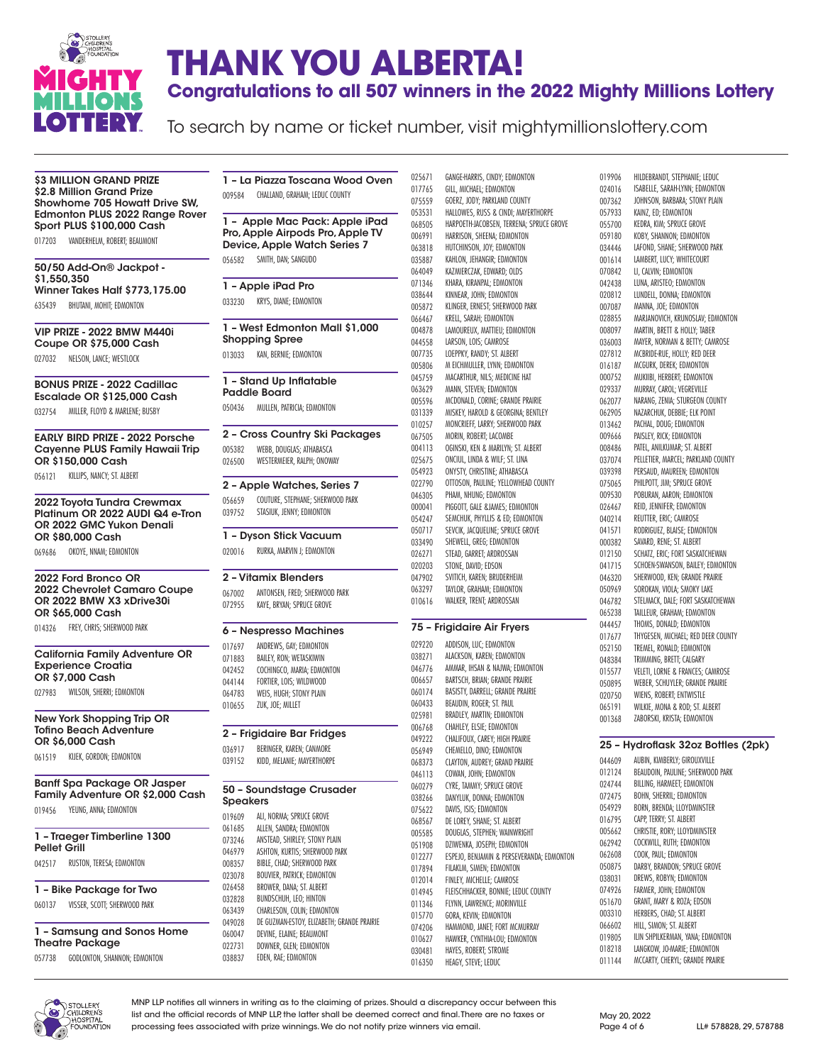# THANK YOU ALBERTA!

## Congratulations to all 507 winners in the 2022 Mighty Millions Lottery

To search by name or ticket number, visit mightymillionslottery.com

### $3 MILLION GRAND PRIZE
**$2.8 Million Grand Prize Showhome 705 Howatt Drive SW, Edmonton PLUS 2022 Range Rover Sport PLUS $100,000 Cash**

017203 VANDERHELM, ROBERT; BEAUMONT

### 50/50 Add-On® Jackpot - $1,550,350 Winner Takes Half $773,175.00

635439 BHUTANI, MOHIT; EDMONTON

### VIP PRIZE - 2022 BMW M440i Coupe OR $75,000 Cash

027032 NELSON, LANCE; WESTLOCK

### BONUS PRIZE - 2022 Cadillac Escalade OR $125,000 Cash

032754 MILLER, FLOYD & MARLENE; BUSBY

### EARLY BIRD PRIZE - 2022 Porsche Cayenne PLUS Family Hawaii Trip OR $150,000 Cash

056121 KILLIPS, NANCY; ST. ALBERT

### 2022 Toyota Tundra Crewmax Platinum OR 2022 AUDI Q4 e-Tron OR 2022 GMC Yukon Denali OR $80,000 Cash

069686 OKOYE, NNAM; EDMONTON

### 2022 Ford Bronco OR 2022 Chevrolet Camaro Coupe OR 2022 BMW X3 xDrive30i OR $65,000 Cash

014326 FREY, CHRIS; SHERWOOD PARK

### California Family Adventure OR Experience Croatia OR $7,000 Cash

027983 WILSON, SHERRI; EDMONTON

### New York Shopping Trip OR Tofino Beach Adventure OR $6,000 Cash

061519 KIJEK, GORDON; EDMONTON

### Banff Spa Package OR Jasper Family Adventure OR $2,000 Cash

019456 YEUNG, ANNA; EDMONTON

### 1 – Traeger Timberline 1300 Pellet Grill

042517 RUSTON, TERESA; EDMONTON

### 1 – Bike Package for Two

060137 VISSER, SCOTT; SHERWOOD PARK

### 1 – Samsung and Sonos Home Theatre Package

057738 GODLONTON, SHANNON; EDMONTON

### 1 – La Piazza Toscana Wood Oven

009584 CHALLAND, GRAHAM; LEDUC COUNTY

### 1 – Apple Mac Pack: Apple iPad Pro, Apple Airpods Pro, Apple TV Device, Apple Watch Series 7

056582 SMITH, DAN; SANGUDO

### 1 – Apple iPad Pro

033230 KRYS, DIANE; EDMONTON

### 1 – West Edmonton Mall $1,000 Shopping Spree

013033 KAN, BERNIE; EDMONTON

### 1 – Stand Up Inflatable Paddle Board

050436 MULLEN, PATRICIA; EDMONTON

### 2 – Cross Country Ski Packages

005382 WEBB, DOUGLAS; ATHABASCA
026500 WESTERMEIER, RALPH; ONOWAY

### 2 – Apple Watches, Series 7

056659 COUTURE, STEPHANE; SHERWOOD PARK
039752 STASIUK, JENNY; EDMONTON

### 1 – Dyson Stick Vacuum

020016 RURKA, MARVIN J; EDMONTON

### 2 – Vitamix Blenders

067002 ANTONSEN, FRED; SHERWOOD PARK
072955 KAYE, BRYAN; SPRUCE GROVE

### 6 – Nespresso Machines

017697 ANDREWS, GAY; EDMONTON
071883 BAILEY, RON; WETASKIWIN
042452 COCHINGCO, MARIA; EDMONTON
044144 FORTIER, LOIS; WILDWOOD
064783 WEIS, HUGH; STONY PLAIN
010655 ZUK, JOE; MILLET

### 2 – Frigidaire Bar Fridges

036917 BERINGER, KAREN; CANMORE
039152 KIDD, MELANIE; MAYERTHORPE

### 50 – Soundstage Crusader Speakers

019609 ALI, NORMA; SPRUCE GROVE
061685 ALLEN, SANDRA; EDMONTON
073246 ANSTEAD, SHIRLEY; STONY PLAIN
046979 ASHTON, KURTIS; SHERWOOD PARK
008357 BIBLE, CHAD; SHERWOOD PARK
023078 BOUVIER, PATRICK; EDMONTON
026458 BROWER, DANA; ST. ALBERT
032828 BUNDSCHUH, LEO; HINTON
063439 CHARLESON, COLIN; EDMONTON
049028 DE GUZMAN-ESTOY, ELIZABETH; GRANDE PRAIRIE
060047 DEVINE, ELAINE; BEAUMONT
022731 DOWNER, GLEN; EDMONTON
038837 EDEN, RAE; EDMONTON
025671 GANGE-HARRIS, CINDY; EDMONTON
017765 GILL, MICHAEL; EDMONTON
075559 GOERZ, JODY; PARKLAND COUNTY
053531 HALLOWES, RUSS & CINDI; MAYERTHORPE
068505 HARPOETH-JACOBSEN, TERRENA; SPRUCE GROVE
006991 HARRISON, SHEENA; EDMONTON
063818 HUTCHINSON, JOY; EDMONTON
035887 KAHLON, JEHANGIR; EDMONTON
064049 KAZMIERCZAK, EDWARD; OLDS
071346 KHARA, KIRANPAL; EDMONTON
038644 KINNEAR, JOHN; EDMONTON
005872 KLINGER, ERNEST; SHERWOOD PARK
066467 KRELL, SARAH; EDMONTON
064878 LAMOUREUX, MATTIEU; EDMONTON
044558 LARSON, LOIS; CAMROSE
007735 LOEPPKY, RANDY; ST. ALBERT
005806 M EICHMULLER, LYNN; EDMONTON
045759 MACARTHUR, NILS; MEDICINE HAT
063629 MANN, STEVEN; EDMONTON
005596 MCDONALD, CORINE; GRANDE PRAIRIE
031339 MISKEY, HAROLD & GEORGINA; BENTLEY
010257 MONCRIEFF, LARRY; SHERWOOD PARK
067505 MORIN, ROBERT; LACOMBE
004113 OGINSKI, KEN & MARILYN; ST. ALBERT
025675 ONCIUL, LINDA & WILF; ST. LINA
054923 ONYSTY, CHRISTINE; ATHABASCA
022790 OTTOSON, PAULINE; YELLOWHEAD COUNTY
046305 PHAM, NHUNG; EDMONTON
000041 PIGGOTT, GALE &JAMES; EDMONTON
054247 SEMCHUK, PHYLLIS & ED; EDMONTON
050717 SEVCIK, JACQUELINE; SPRUCE GROVE
033490 SHEWELL, GREG; EDMONTON
026271 STEAD, GARRET; ARDROSSAN
020203 STONE, DAVID; EDSON
047902 SVITICH, KAREN; BRUDERHEIM
063297 TAYLOR, GRAHAM; EDMONTON
010616 WALKER, TRENT; ARDROSSAN

### 75 – Frigidaire Air Fryers

029220 ADDISON, LUC; EDMONTON
038271 ALACKSON, KAREN; EDMONTON
046776 AMMAR, IHSAN & NAJWA; EDMONTON
006657 BARTSCH, BRIAN; GRANDE PRAIRIE
060174 BASISTY, DARRELL; GRANDE PRAIRIE
060433 BEAUDIN, ROGER; ST. PAUL
025981 BRADLEY, MARTIN; EDMONTON
006768 CHAHLEY, ELSIE; EDMONTON
049222 CHALIFOUX, CAREY; HIGH PRAIRIE
056949 CHEMELLO, DINO; EDMONTON
068373 CLAYTON, AUDREY; GRAND PRAIRIE
046113 COWAN, JOHN; EDMONTON
060279 CYRE, TAMMY; SPRUCE GROVE
038266 DANYLUK, DONNA; EDMONTON
075622 DAVIS, ISIS; EDMONTON
068567 DE LOREY, SHANE; ST. ALBERT
005585 DOUGLAS, STEPHEN; WAINWRIGHT
051908 DZIWENKA, JOSEPH; EDMONTON
012277 ESPEJO, BENJAMIN & PERSEVERANDA; EDMONTON
017894 FILAKLM, SIMEN; EDMONTON
012014 FINLEY, MICHELLE; CAMROSE
014945 FLEISCHHACKER, BONNIE; LEDUC COUNTY
011346 FLYNN, LAWRENCE; MORINVILLE
015770 GORA, KEVIN; EDMONTON
074206 HAMMOND, JANET; FORT MCMURRAY
010627 HAWKER, CYNTHIA-LOU; EDMONTON
030481 HAYES, ROBERT; STROME
016350 HEAGY, STEVE; LEDUC
019906 HILDEBRANDT, STEPHANIE; LEDUC
024016 ISABELLE, SARAH-LYNN; EDMONTON
007362 JOHNSON, BARBARA; STONY PLAIN
057933 KAINZ, ED; EDMONTON
055700 KEDRA, KIM; SPRUCE GROVE
059180 KOBY, SHANNON; EDMONTON
034446 LAFOND, SHANE; SHERWOOD PARK
001614 LAMBERT, LUCY; WHITECOURT
070842 LI, CALVIN; EDMONTON
042438 LUNA, ARISTEO; EDMONTON
020812 LUNDELL, DONNA; EDMONTON
007087 MANNA, JOE; EDMONTON
028855 MARJANOVICH, KRUNOSLAV; EDMONTON
008097 MARTIN, BRETT & HOLLY; TABER
036003 MAYER, NORMAN & BETTY; CAMROSE
027812 MCBRIDE-RUE, HOLLY; RED DEER
016187 MCGURK, DEREK; EDMONTON
000752 MUKIIBI, HERBERT; EDMONTON
029337 MURRAY, CAROL; VEGREVILLE
062077 NARANG, ZENIA; STURGEON COUNTY
062905 NAZARCHUK, DEBBIE; ELK POINT
013462 PACHAL, DOUG; EDMONTON
009666 PAISLEY, RICK; EDMONTON
008486 PATEL, ANILKUMAR; ST. ALBERT
037074 PELLETIER, MARCEL; PARKLAND COUNTY
039398 PERSAUD, MAUREEN; EDMONTON
075065 PHILPOTT, JIM; SPRUCE GROVE
009530 POBURAN, AARON; EDMONTON
026467 REID, JENNIFER; EDMONTON
040214 REUTTER, ERIC; CAMROSE
041571 RODRIGUEZ, BLAISE; EDMONTON
000382 SAVARD, RENE; ST. ALBERT
012150 SCHATZ, ERIC; FORT SASKATCHEWAN
041715 SCHOEN-SWANSON, BAILEY; EDMONTON
046320 SHERWOOD, KEN; GRANDE PRAIRIE
050969 SOROKAN, VIOLA; SMOKY LAKE
046782 STELMACK, DALE; FORT SASKATCHEWAN
065238 TAILLEUR, GRAHAM; EDMONTON
044457 THOMS, DONALD; EDMONTON
017677 THYGESEN, MICHAEL; RED DEER COUNTY
052150 TREMEL, RONALD; EDMONTON
048384 TRIMMING, BRETT; CALGARY
015577 VELETI, LORNE & FRANCES; CAMROSE
050895 WEBER, SCHUYLER; GRANDE PRAIRIE
020750 WIENS, ROBERT; ENTWISTLE
065191 WILKIE, MONA & ROD; ST. ALBERT
001368 ZABORSKI, KRISTA; EDMONTON

### 25 – Hydroflask 32oz Bottles (2pk)

044609 AUBIN, KIMBERLY; GIROUXVILLE
012124 BEAUDOIN, PAULINE; SHERWOOD PARK
024744 BILLING, HARMEET; EDMONTON
072475 BOHN, SHERRIL; EDMONTON
054929 BORN, BRENDA; LLOYDMINSTER
016795 CAPP, TERRY; ST. ALBERT
005662 CHRISTIE, RORY; LLOYDMINSTER
062942 COCKWILL, RUTH; EDMONTON
062608 COOK, PAUL; EDMONTON
050875 DARBY, BRANDON; SPRUCE GROVE
038031 DREWS, ROBYN; EDMONTON
074926 FARMER, JOHN; EDMONTON
051670 GRANT, MARY & ROZA; EDSON
003310 HERBERS, CHAD; ST. ALBERT
066602 HILL, SIMON; ST. ALBERT
019805 ILIN SHPILKERMAN, YANA; EDMONTON
018218 LANGKOW, JO-MARIE; EDMONTON
011144 MCCARTY, CHERYL; GRANDE PRAIRIE

MNP LLP notifies all winners in writing as to the claiming of prizes. Should a discrepancy occur between this list and the official records of MNP LLP, the latter shall be deemed correct and final. There are no taxes or processing fees associated with prize winnings. We do not notify prize winners via email.

May 20, 2022

LL# 578828, 29, 578788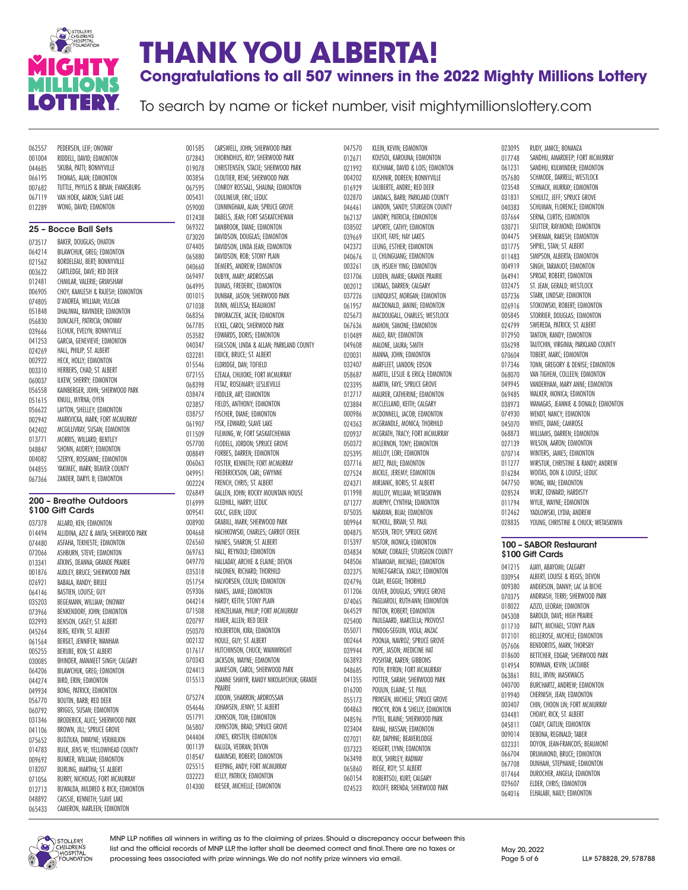# THANK YOU ALBERTA!

## Congratulations to all 507 winners in the 2022 Mighty Millions Lottery

To search by name or ticket number, visit mightymillionslottery.com

062557 PEDERSEN, LEIF; ONOWAY
001004 RIDDELL, DAVID; EDMONTON
044685 SKUBA, PATTI; BONNYVILLE
066195 THOMAS, ALAN; EDMONTON
007682 TUTTLE, PHYLLIS & BRIAN; EVANSBURG
067119 VAN HOEK, AARON; SLAVE LAKE
012289 WONG, DAVID; EDMONTON

### 25 – Bocce Ball Sets

073517 BAKER, DOUGLAS; OHATON
064214 BILAWCHUK, GREG; EDMONTON
021562 BORDELEAU, BERT; BONNYVILLE
003622 CARTLEDGE, DAVE; RED DEER
012481 CHMILAR, VALERIE; GRIMSHAW
006905 CHOY, KAMLESH & RAJESH; EDMONTON
074805 D'ANDREA, WILLIAM; VULCAN
051848 DHALIWAL, RAVINDER; EDMONTON
056830 DUNCALFE, PATRICIA; ONOWAY
039666 ELCHUK, EVELYN; BONNYVILLE
041253 GARCIA, GENEVIEVE; EDMONTON
024269 HALL, PHILIP; ST. ALBERT
002922 HECK, HOLLY; EDMONTON
003310 HERBERS, CHAD; ST. ALBERT
060037 ILKEW, SHERRY; EDMONTON
056558 KAINBERGER, JOHN; SHERWOOD PARK
051615 KNULL, MYRNA; OYEN
056622 LAYTON, SHELLEY; EDMONTON
002942 MARKVICKA, MARK; FORT MCMURRAY
042402 MCGILLIVRAY, SUSAN; EDMONTON
013771 MORRIS, WILLARD; BENTLEY
048847 SHONN, AUDREY; EDMONTON
004082 SZERYK, ROSEANNE; EDMONTON
044855 YAKIMEC, MARK; BEAVER COUNTY
067366 ZANDER, DARYL B; EDMONTON

### 200 – Breathe Outdoors $100 Gift Cards

037378 ALLARD, KEN; EDMONTON
014494 ALLIDINA, AZIZ & ANITA; SHERWOOD PARK
074480 ASFAHA, TEKHESTE; EDMONTON
072066 ASHBURN, STEVE; EDMONTON
013341 ATKINS, DEANNA; GRANDE PRAIRIE
001876 AUDLEY, BRUCE; SHERWOOD PARK
026921 BABALA, RANDY; BRULE
064146 BASTIEN, LOUISE; GUY
035203 BEGEMANN, WILLIAM; ONOWAY
073966 BENKENDORF, JOHN; EDMONTON
032993 BENSON, CASEY; ST. ALBERT
045264 BERG, KEVIN; ST. ALBERT
061564 BERGET, JENNIFER; WANHAM
005255 BERUBE, RON; ST. ALBERT
030085 BHINDER, MANMEET SINGH; CALGARY
064206 BILAWCHUK, GREG; EDMONTON
044274 BIRD, ERIN; EDMONTON
049934 BONG, PATRICK; EDMONTON
056770 BOUTIN, BARB; RED DEER
060792 BRIGGS, SUSAN; EDMONTON
031346 BRODERICK, ALICE; SHERWOOD PARK
041106 BROWN, JILL; SPRUCE GROVE
075652 BUDZILKA, DWAYNE; VERMILION
014783 BULK, JENS W; YELLOWHEAD COUNTY
009692 BUNKER, WILLIAM; EDMONTON
018207 BURLING, MARTHA; ST. ALBERT
071056 BURRY, NICHOLAS; FORT MCMURRAY
012713 BUWALDA, MILDRED & RICK; EDMONTON
048892 CAISSIE, KENNETH; SLAVE LAKE
065433 CAMERON, MARLEEN; EDMONTON
001585 CARSWELL, JOHN; SHERWOOD PARK
072843 CHORNOHUS, ROY; SHERWOOD PARK
019078 CHRISTENSEN, STACIE; SHERWOOD PARK
003856 CLOUTIER, RENE; SHERWOOD PARK
067595 CONROY ROSSALL, SHAUNA; EDMONTON
005431 COULINEUR, ERIC; LEDUC
059000 CUNNINGHAM, ALAN; SPRUCE GROVE
012438 DABELS, JEAN; FORT SASKATCHEWAN
069322 DANBROOK, DIANE; EDMONTON
073020 DAVIDSON, DOUGLAS; EDMONTON
074405 DAVIDSON, LINDA JEAN; EDMONTON
065880 DAVIDSON, ROB; STONY PLAIN
040660 DEMERS, ANDREW; EDMONTON
069497 DUBYK, MARY; ARDROSSAN
064995 DUMAS, FREDERIC; EDMONTON
001015 DUNBAR, JASON; SHERWOOD PARK
071038 DUNN, MELISSA; BEAUMONT
068356 DWORACZEK, JACEK; EDMONTON
067785 ECKEL, CAROL; SHERWOOD PARK
053582 EDWARDS, DORIS; EDMONTON
040347 EGILSSON, LINDA & ALLAN; PARKLAND COUNTY
032281 EIDICK, BRUCE; ST. ALBERT
015546 ELDRIDGE, DAN; TOFIELD
072155 EZEALA, CHIJIOKE; FORT MCMURRAY
068398 FETAZ, ROSEMARY; LESLIEVILLE
038474 FIDDLER, ART; EDMONTON
023857 FIELDS, ANTHONY; EDMONTON
038757 FISCHER, DIANE; EDMONTON
061907 FISK, EDWARD; SLAVE LAKE
011509 FLEMING, W; FORT SASKATCHEWAN
057700 FLODELL, JORDON; SPRUCE GROVE
008849 FORBES, DARREN; EDMONTON
006063 FOSTER, KENNETH; FORT MCMURRAY
049951 FREDERICKSON, CARL; GWYNNE
002224 FRENCH, CHRIS; ST. ALBERT
026849 GALLEN, JOHN; ROCKY MOUNTAIN HOUSE
016999 GLEDHILL, HARRY; LEDUC
009541 GOLC, GUEN; LEDUC
008900 GRABILL, MARK; SHERWOOD PARK
004668 HACHKOWSKI, CHARLES; CARROT CREEK
026560 HAINES, SHARON; ST. ALBERT
069763 HALL, REYNOLD; EDMONTON
049770 HALLADAY, ARCHIE & ELAINE; DEVON
035318 HALONEN, RICHARD; THORHILD
051754 HALVORSEN, COLLIN; EDMONTON
059306 HANES, JAMIE; EDMONTON
044214 HARDY, KEITH; STONY PLAIN
071508 HEINZELMAN, PHILIP; FORT MCMURRAY
020797 HIMER, ALLEN; RED DEER
050370 HOLBERTON, KIRA; EDMONTON
002132 HOULE, GUY; ST. ALBERT
017617 HUTCHINSON, CHUCK; WAINWRIGHT
070343 JACKSON, WAYNE; EDMONTON
024413 JAMIESON, CAROL; SHERWOOD PARK
015513 JOANNE SHMYR, RANDY NIKOLAYCHUK; GRANDE PRAIRIE
075274 JODOIN, SHARRON; ARDROSSAN
054646 JOHANSEN, JENNY; ST. ALBERT
051791 JOHNSON, TOM; EDMONTON
065807 JOHNSTON, BRAD; SPRUCE GROVE
044404 JONES, KRISTEN; EDMONTON
001139 KALUZA, VEDRAN; DEVON
018547 KAMINSKI, ROBERT; EDMONTON
025515 KEEPING, ANDY; FORT MCMURRAY
032223 KELLY, PATRICK; EDMONTON
014300 KIESER, MICHELLE; EDMONTON
047570 KLEIN, KEVIN; EDMONTON
012671 KOUSOL, KAROUNA; EDMONTON
021992 KUCHMAK, DAVID & LOIS; EDMONTON
004202 KUSHNIR, DOREEN; BONNYVILLE
016929 LALIBERTE, ANDRE; RED DEER
032870 LANDALS, BARB; PARKLAND COUNTY
046461 LANDON, SANDY; STURGEON COUNTY
062137 LANDRY, PATRICIA; EDMONTON
038502 LAPORTE, CATHY; EDMONTON
039669 LEICHT, FAYE; HAY LAKES
042372 LEUNG, ESTHER; EDMONTON
040676 LI, CHUNGUANG; EDMONTON
003261 LIN, HSUEH YING; EDMONTON
031706 LJUDEN, MARIE; GRANDE PRAIRIE
002012 LORAAS, DARREN; CALGARY
037226 LUNDQUIST, MORGAN; EDMONTON
061957 MACDONALD, JANINE; EDMONTON
025673 MACDOUGALL, CHARLES; WESTLOCK
067636 MAHON, SIMONE; EDMONTON
010489 MALO, RAY; EDMONTON
049608 MALONE, LAURA; SMITH
020031 MANNA, JOHN; EDMONTON
032407 MARFLEET, LANDON; EDSON
058687 MARTEL, LESLIE & ERICA; EDMONTON
023395 MARTIN, FAYE; SPRUCE GROVE
012717 MAURER, CATHERINE; EDMONTON
023884 MCCLELLAND, KEITH; CALGARY
000986 MCDONNELL, JACOB; EDMONTON
024363 MCGRANDLE, MONICA; THORHILD
020937 MCGRATH, TRACY; FORT MCMURRAY
050372 MCLERNON, TONY; EDMONTON
025395 MELLOY, LORI; EDMONTON
037716 METZ, PAUL; EDMONTON
027524 MICKLE, JEREMY; EDMONTON
024371 MIRJANIC, BORIS; ST. ALBERT
011998 MULLOY, WILLIAM; WETASKIWIN
071277 MURPHY, CYNTHIA; EDMONTON
075035 NARAYAN, BIJAI; EDMONTON
009964 NICHOLL, BRIAN; ST. PAUL
004875 NISSEN, TROY; SPRUCE GROVE
015397 NISTOR, MONICA; EDMONTON
034834 NONAY, CORALEE; STURGEON COUNTY
048506 NTIAMOAH, MICHAEL; EDMONTON
032375 NUNEZ-GARCIA, JOALLY; EDMONTON
024796 OLAH, REGGIE; THORHILD
011206 OLIVER, DOUGLAS; SPRUCE GROVE
047065 PAGLIAROLI, RUTH-ANN; EDMONTON
064529 PATTON, ROBERT; EDMONTON
025400 PAULGAARD, MARCELLA; PROVOST
055071 PINDOG-SEGUIN, VIOLA; ANZAC
002464 POONJA, NAVROZ; SPRUCE GROVE
039944 POPE, JASON; MEDICINE HAT
063893 POSHTAR, KAREN; GIBBONS
048685 POTH, BYRON; FORT MCMURRAY
041355 POTTER, SARAH; SHERWOOD PARK
016200 POULIN, ELAINE; ST. PAUL
055173 PRINSEN, MICHELE; SPRUCE GROVE
004863 PROCYK, RON & SHELLY; EDMONTON
048596 PYTEL, BLAINE; SHERWOOD PARK
023404 RAHAL, HASSAN; EDMONTON
027021 RAY, DAPHNE; BEAVERLODGE
037323 REIGERT, LYNN; EDMONTON
063498 RICK, SHIRLEY; RADWAY
065860 RIEGE, ROY; ST. ALBERT
060154 ROBERTSOJ, KURT; CALGARY
024523 ROLOFF, BRENDA; SHERWOOD PARK
023095 RUDY, JANICE; BONANZA
017748 SANDHU, AMARDEEP; FORT MCMURRAY
061231 SANDHU, KULWINDER; EDMONTON
057680 SCHMODE, DARRELL; WESTLOCK
023548 SCHNACK, MURRAY; EDMONTON
031831 SCHULTZ, JEFF; SPRUCE GROVE
040383 SCHUMAN, FLORENCE; EDMONTON
037664 SERNA, CURTIS; EDMONTON
030721 SEUTTER, RAYMOND; EDMONTON
004475 SHERMAN, RAKESH; EDMONTON
031775 SHPIEL, STAN; ST. ALBERT
011483 SIMPSON, ALBERTA; EDMONTON
004919 SINGH, TARANJOT; EDMONTON
064941 SPROAT, ROBERT; EDMONTON
032475 ST. JEAN, GERALD; WESTLOCK
037236 STARK, LINDSAY; EDMONTON
026916 STOKOWSKI, ROBERT; EDMONTON
005845 STORRIER, DOUGLAS; EDMONTON
024799 SWEREDA, PATRICK; ST. ALBERT
012950 TANTON, RANDY; EDMONTON
036298 TAUTCHIN, VIRGINIA; PARKLAND COUNTY
070604 TOBERT, MARC; EDMONTON
017346 TONN, GREGORY & DENISE; EDMONTON
068070 VAN TIGHEM, COLLEEN; EDMONTON
049945 VANDERHAM, MARY ANNE; EDMONTON
069485 WALKER, MONICA; EDMONTON
038973 WANAGAS, JEANNIE & DONALD; EDMONTON
074930 WENDT, NANCY; EDMONTON
045070 WHITE, DIANE; CAMROSE
068873 WILLIAMS, DARREN; EDMONTON
027139 WILSON, AARON; EDMONTON
070714 WINTERS, JAMES; EDMONTON
011277 WIRSTUK, CHRISTINE & RANDY; ANDREW
016284 WOITAS, DON & LOUISE; LEDUC
047750 WONG, WAI; EDMONTON
028524 WURZ, EDWARD; HARDISTY
011794 WYLIE, WAYNE; EDMONTON
012462 YADLOWSKI, LYDIA; ANDREW
028835 YOUNG, CHRISTINE & CHUCK; WETASKIWIN

### 100 – SABOR Restaurant $100 Gift Cards

041215 AJAYI, ABAYOMI; CALGARY
030954 ALBERT, LOUISE & REGIS; DEVON
009380 ANDERSON, DANNY; LAC LA BICHE
070375 ANDRIASH, TERRI; SHERWOOD PARK
018022 AZIZO, LEORAH; EDMONTON
045308 BAROLDI, DAVE; HIGH PRAIRIE
011710 BATTY, MICHAEL; STONY PLAIN
012101 BELLEROSE, MICHELE; EDMONTON
057606 BENDORITIS, MARK; THORSBY
018600 BETTCHER, EDGAR; SHERWOOD PARK
014954 BOWMAN, KEVIN; LACOMBE
063861 BULL, IRVIN; MASKWACIS
040700 BURCHARTZ, ANDREW; EDMONTON
019940 CHERNISH, JEAN; EDMONTON
003407 CHIN, CHOON LIN; FORT MCMURRAY
034481 CHOMY, RICK; ST. ALBERT
045811 COADY, CAITLIN; EDMONTON
009014 DEBONA, REGINALD; TABER
032331 DOYON, JEAN-FRANCOIS; BEAUMONT
066704 DRUMMOND, BRUCE; EDMONTON
067708 DUNHAM, STEPHANIE; EDMONTON
017464 DUROCHER, ANGELA; EDMONTON
029607 ELDER, CHRIS; EDMONTON
064016 ELHALABI, NAILY; EDMONTON

MNP LLP notifies all winners in writing as to the claiming of prizes. Should a discrepancy occur between this list and the official records of MNP LLP, the latter shall be deemed correct and final. There are no taxes or processing fees associated with prize winnings. We do not notify prize winners via email.

May 20, 2022

LL# 578828, 29, 578788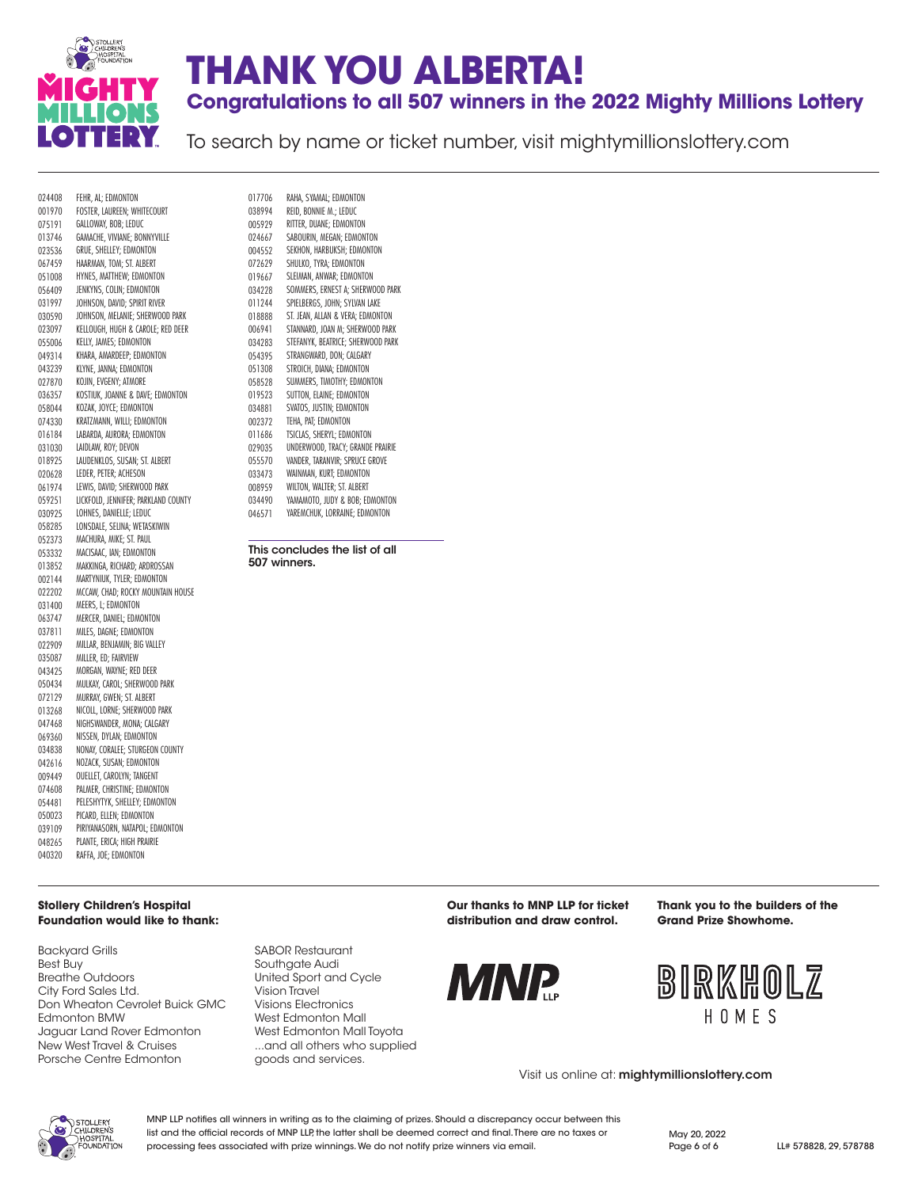# THANK YOU ALBERTA!

## Congratulations to all 507 winners in the 2022 Mighty Millions Lottery

To search by name or ticket number, visit mightymillionslottery.com

| | |
|---|---|
| 024408 | FEHR, AL; EDMONTON |
| 001970 | FOSTER, LAUREEN; WHITECOURT |
| 075191 | GALLOWAY, BOB; LEDUC |
| 013746 | GAMACHE, VIVIANE; BONNYVILLE |
| 023536 | GRUE, SHELLEY; EDMONTON |
| 067459 | HAARMAN, TOM; ST. ALBERT |
| 051008 | HYNES, MATTHEW; EDMONTON |
| 056409 | JENKYNS, COLIN; EDMONTON |
| 031997 | JOHNSON, DAVID; SPIRIT RIVER |
| 030590 | JOHNSON, MELANIE; SHERWOOD PARK |
| 023097 | KELLOUGH, HUGH & CAROLE; RED DEER |
| 055006 | KELLY, JAMES; EDMONTON |
| 049314 | KHARA, AMARDEEP; EDMONTON |
| 043239 | KLYNE, JANNA; EDMONTON |
| 027870 | KOJIN, EVGENY; ATMORE |
| 036357 | KOSTIUK, JOANNE & DAVE; EDMONTON |
| 058044 | KOZAK, JOYCE; EDMONTON |
| 074330 | KRATZMANN, WILLI; EDMONTON |
| 016184 | LABARDA, AURORA; EDMONTON |
| 031030 | LAIDLAW, ROY; DEVON |
| 018925 | LAUDENKLOS, SUSAN; ST. ALBERT |
| 020628 | LEDER, PETER; ACHESON |
| 061974 | LEWIS, DAVID; SHERWOOD PARK |
| 059251 | LICKFOLD, JENNIFER; PARKLAND COUNTY |
| 030925 | LOHNES, DANIELLE; LEDUC |
| 058285 | LONSDALE, SELINA; WETASKIWIN |
| 052373 | MACHURA, MIKE; ST. PAUL |
| 053332 | MACISAAC, IAN; EDMONTON |
| 013852 | MAKKINGA, RICHARD; ARDROSSAN |
| 002144 | MARTYNIUK, TYLER; EDMONTON |
| 022202 | MCCAW, CHAD; ROCKY MOUNTAIN HOUSE |
| 031400 | MEERS, L; EDMONTON |
| 063747 | MERCER, DANIEL; EDMONTON |
| 037811 | MILES, DAGNE; EDMONTON |
| 022909 | MILLAR, BENJAMIN; BIG VALLEY |
| 035087 | MILLER, ED; FAIRVIEW |
| 043425 | MORGAN, WAYNE; RED DEER |
| 050434 | MULKAY, CAROL; SHERWOOD PARK |
| 072129 | MURRAY, GWEN; ST. ALBERT |
| 013268 | NICOLL, LORNE; SHERWOOD PARK |
| 047468 | NIGHSWANDER, MONA; CALGARY |
| 069360 | NISSEN, DYLAN; EDMONTON |
| 034838 | NONAY, CORALEE; STURGEON COUNTY |
| 042616 | NOZACK, SUSAN; EDMONTON |
| 009449 | OUELLET, CAROLYN; TANGENT |
| 074608 | PALMER, CHRISTINE; EDMONTON |
| 054481 | PELESHYTYK, SHELLEY; EDMONTON |
| 050023 | PICARD, ELLEN; EDMONTON |
| 039109 | PIRIYANASORN, NATAPOL; EDMONTON |
| 048265 | PLANTE, ERICA; HIGH PRAIRIE |
| 040320 | RAFFA, JOE; EDMONTON |
| 017706 | RAHA, SYAMAL; EDMONTON |
| 038994 | REID, BONNIE M.; LEDUC |
| 005929 | RITTER, DUANE; EDMONTON |
| 024667 | SABOURIN, MEGAN; EDMONTON |
| 004552 | SEKHON, HARBUKSH; EDMONTON |
| 072629 | SHULKO, TYRA; EDMONTON |
| 019667 | SLEIMAN, ANWAR; EDMONTON |
| 034228 | SOMMERS, ERNEST A; SHERWOOD PARK |
| 011244 | SPIELBERGS, JOHN; SYLVAN LAKE |
| 018888 | ST. JEAN, ALLAN & VERA; EDMONTON |
| 006941 | STANNARD, JOAN M; SHERWOOD PARK |
| 034283 | STEFANYK, BEATRICE; SHERWOOD PARK |
| 054395 | STRANGWARD, DON; CALGARY |
| 051308 | STROICH, DIANA; EDMONTON |
| 058528 | SUMMERS, TIMOTHY; EDMONTON |
| 019523 | SUTTON, ELAINE; EDMONTON |
| 034881 | SVATOS, JUSTIN; EDMONTON |
| 002372 | TEHA, PAT; EDMONTON |
| 011686 | TSICLAS, SHERYL; EDMONTON |
| 029035 | UNDERWOOD, TRACY; GRANDE PRAIRIE |
| 055570 | VANDER, TARANVIR; SPRUCE GROVE |
| 033473 | WAINMAN, KURT; EDMONTON |
| 008959 | WILTON, WALTER; ST. ALBERT |
| 034490 | YAMAMOTO, JUDY & BOB; EDMONTON |
| 046571 | YAREMCHUK, LORRAINE; EDMONTON |

**This concludes the list of all 507 winners.**

**Stollery Children's Hospital Foundation would like to thank:**

Backyard Grills
Best Buy
Breathe Outdoors
City Ford Sales Ltd.
Don Wheaton Chevrolet Buick GMC
Edmonton BMW
Jaguar Land Rover Edmonton
New West Travel & Cruises
Porsche Centre Edmonton
SABOR Restaurant
Southgate Audi
United Sport and Cycle
Vision Travel
Visions Electronics
West Edmonton Mall
West Edmonton Mall Toyota
...and all others who supplied goods and services.

**Our thanks to MNP LLP for ticket distribution and draw control.**

MNP LLP

**Thank you to the builders of the Grand Prize Showhome.**

BIRKHOLZ HOMES

Visit us online at: **mightymillionslottery.com**

MNP LLP notifies all winners in writing as to the claiming of prizes. Should a discrepancy occur between this list and the official records of MNP LLP, the latter shall be deemed correct and final. There are no taxes or processing fees associated with prize winnings. We do not notify prize winners via email.

May 20, 2022

LL# 578828, 29, 578788